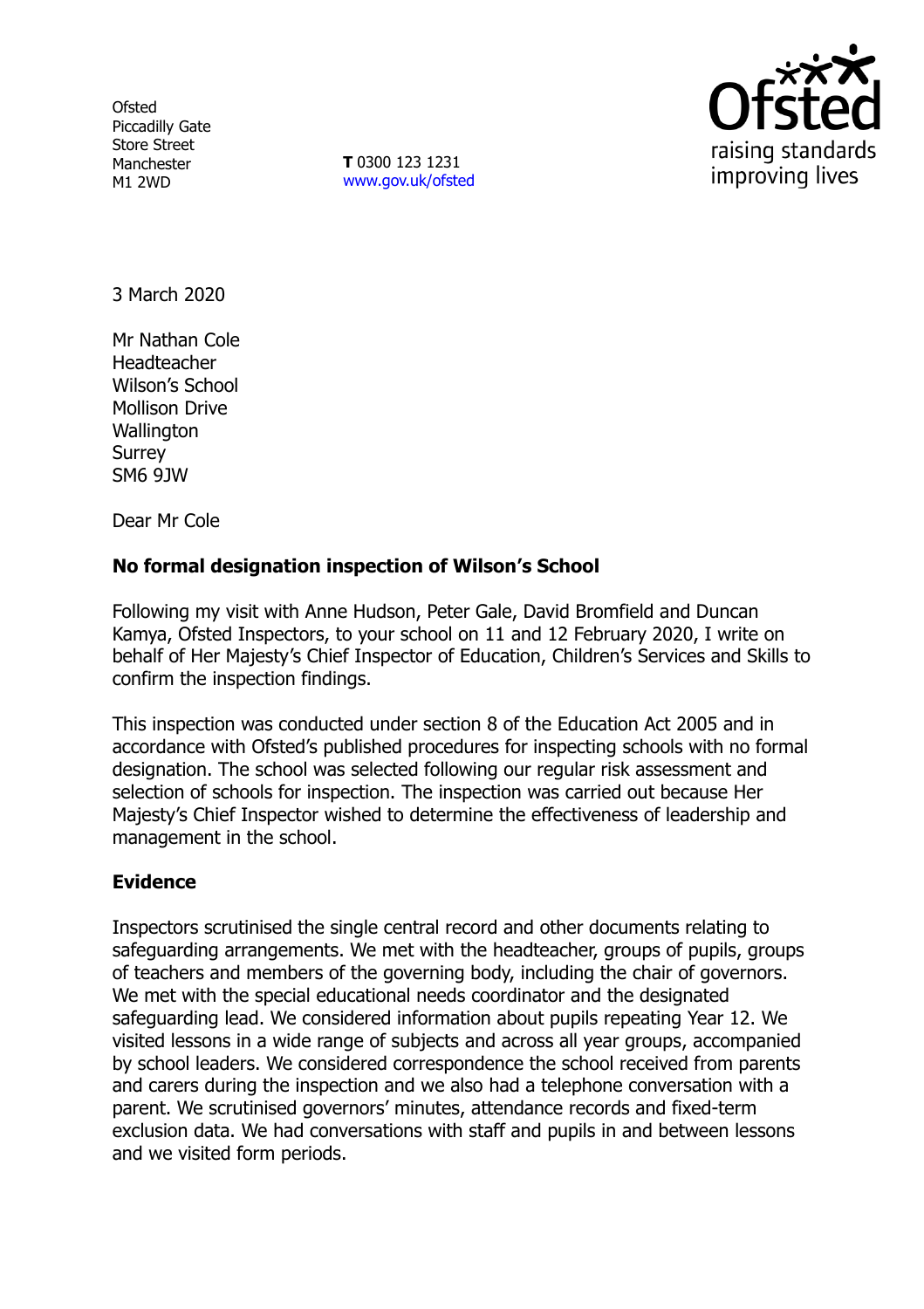Ofsted
Piccadilly Gate
Store Street
Manchester
M1 2WD

**T** 0300 123 1231
www.gov.uk/ofsted

3 March 2020

Mr Nathan Cole
Headteacher
Wilson's School
Mollison Drive
Wallington
Surrey
SM6 9JW

Dear Mr Cole

**No formal designation inspection of Wilson's School**

Following my visit with Anne Hudson, Peter Gale, David Bromfield and Duncan Kamya, Ofsted Inspectors, to your school on 11 and 12 February 2020, I write on behalf of Her Majesty's Chief Inspector of Education, Children's Services and Skills to confirm the inspection findings.

This inspection was conducted under section 8 of the Education Act 2005 and in accordance with Ofsted's published procedures for inspecting schools with no formal designation. The school was selected following our regular risk assessment and selection of schools for inspection. The inspection was carried out because Her Majesty's Chief Inspector wished to determine the effectiveness of leadership and management in the school.

**Evidence**

Inspectors scrutinised the single central record and other documents relating to safeguarding arrangements. We met with the headteacher, groups of pupils, groups of teachers and members of the governing body, including the chair of governors. We met with the special educational needs coordinator and the designated safeguarding lead. We considered information about pupils repeating Year 12. We visited lessons in a wide range of subjects and across all year groups, accompanied by school leaders. We considered correspondence the school received from parents and carers during the inspection and we also had a telephone conversation with a parent. We scrutinised governors' minutes, attendance records and fixed-term exclusion data. We had conversations with staff and pupils in and between lessons and we visited form periods.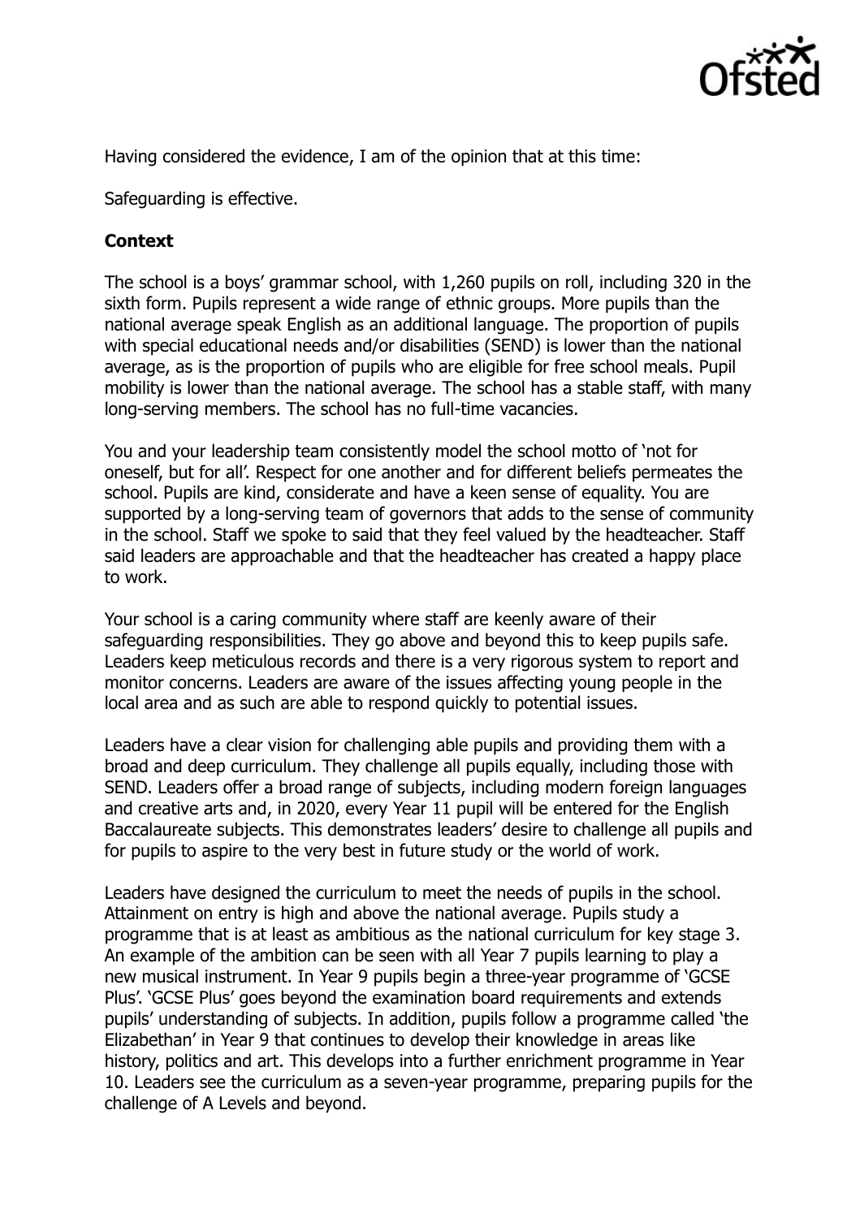Having considered the evidence, I am of the opinion that at this time:

Safeguarding is effective.

**Context**

The school is a boys' grammar school, with 1,260 pupils on roll, including 320 in the sixth form. Pupils represent a wide range of ethnic groups. More pupils than the national average speak English as an additional language. The proportion of pupils with special educational needs and/or disabilities (SEND) is lower than the national average, as is the proportion of pupils who are eligible for free school meals. Pupil mobility is lower than the national average. The school has a stable staff, with many long-serving members. The school has no full-time vacancies.

You and your leadership team consistently model the school motto of 'not for oneself, but for all'. Respect for one another and for different beliefs permeates the school. Pupils are kind, considerate and have a keen sense of equality. You are supported by a long-serving team of governors that adds to the sense of community in the school. Staff we spoke to said that they feel valued by the headteacher. Staff said leaders are approachable and that the headteacher has created a happy place to work.

Your school is a caring community where staff are keenly aware of their safeguarding responsibilities. They go above and beyond this to keep pupils safe. Leaders keep meticulous records and there is a very rigorous system to report and monitor concerns. Leaders are aware of the issues affecting young people in the local area and as such are able to respond quickly to potential issues.

Leaders have a clear vision for challenging able pupils and providing them with a broad and deep curriculum. They challenge all pupils equally, including those with SEND. Leaders offer a broad range of subjects, including modern foreign languages and creative arts and, in 2020, every Year 11 pupil will be entered for the English Baccalaureate subjects. This demonstrates leaders' desire to challenge all pupils and for pupils to aspire to the very best in future study or the world of work.

Leaders have designed the curriculum to meet the needs of pupils in the school. Attainment on entry is high and above the national average. Pupils study a programme that is at least as ambitious as the national curriculum for key stage 3. An example of the ambition can be seen with all Year 7 pupils learning to play a new musical instrument. In Year 9 pupils begin a three-year programme of 'GCSE Plus'. 'GCSE Plus' goes beyond the examination board requirements and extends pupils' understanding of subjects. In addition, pupils follow a programme called 'the Elizabethan' in Year 9 that continues to develop their knowledge in areas like history, politics and art. This develops into a further enrichment programme in Year 10. Leaders see the curriculum as a seven-year programme, preparing pupils for the challenge of A Levels and beyond.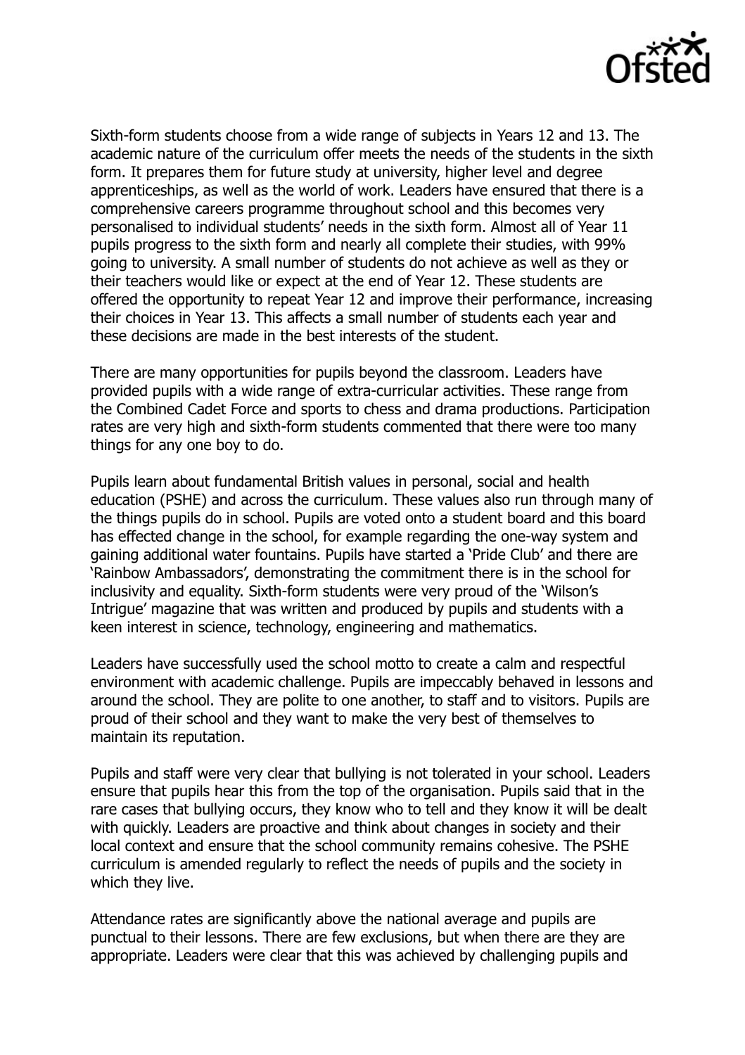Sixth-form students choose from a wide range of subjects in Years 12 and 13. The academic nature of the curriculum offer meets the needs of the students in the sixth form. It prepares them for future study at university, higher level and degree apprenticeships, as well as the world of work. Leaders have ensured that there is a comprehensive careers programme throughout school and this becomes very personalised to individual students' needs in the sixth form. Almost all of Year 11 pupils progress to the sixth form and nearly all complete their studies, with 99% going to university. A small number of students do not achieve as well as they or their teachers would like or expect at the end of Year 12. These students are offered the opportunity to repeat Year 12 and improve their performance, increasing their choices in Year 13. This affects a small number of students each year and these decisions are made in the best interests of the student.

There are many opportunities for pupils beyond the classroom. Leaders have provided pupils with a wide range of extra-curricular activities. These range from the Combined Cadet Force and sports to chess and drama productions. Participation rates are very high and sixth-form students commented that there were too many things for any one boy to do.

Pupils learn about fundamental British values in personal, social and health education (PSHE) and across the curriculum. These values also run through many of the things pupils do in school. Pupils are voted onto a student board and this board has effected change in the school, for example regarding the one-way system and gaining additional water fountains. Pupils have started a 'Pride Club' and there are 'Rainbow Ambassadors', demonstrating the commitment there is in the school for inclusivity and equality. Sixth-form students were very proud of the 'Wilson's Intrigue' magazine that was written and produced by pupils and students with a keen interest in science, technology, engineering and mathematics.

Leaders have successfully used the school motto to create a calm and respectful environment with academic challenge. Pupils are impeccably behaved in lessons and around the school. They are polite to one another, to staff and to visitors. Pupils are proud of their school and they want to make the very best of themselves to maintain its reputation.

Pupils and staff were very clear that bullying is not tolerated in your school. Leaders ensure that pupils hear this from the top of the organisation. Pupils said that in the rare cases that bullying occurs, they know who to tell and they know it will be dealt with quickly. Leaders are proactive and think about changes in society and their local context and ensure that the school community remains cohesive. The PSHE curriculum is amended regularly to reflect the needs of pupils and the society in which they live.

Attendance rates are significantly above the national average and pupils are punctual to their lessons. There are few exclusions, but when there are they are appropriate. Leaders were clear that this was achieved by challenging pupils and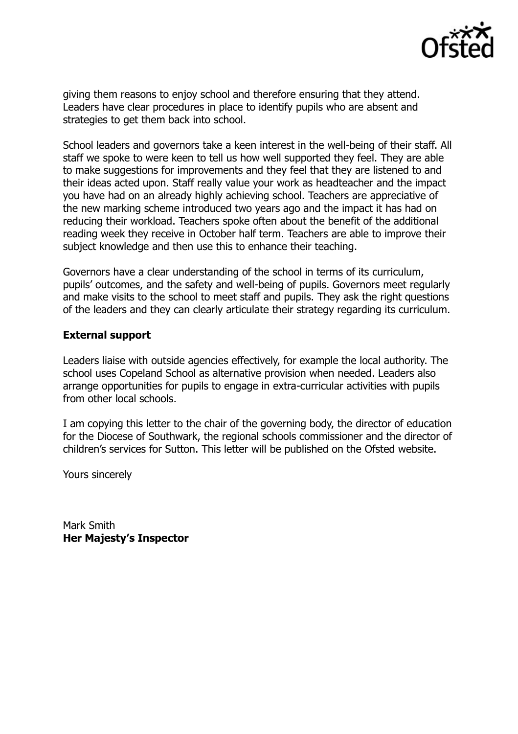giving them reasons to enjoy school and therefore ensuring that they attend. Leaders have clear procedures in place to identify pupils who are absent and strategies to get them back into school.

School leaders and governors take a keen interest in the well-being of their staff. All staff we spoke to were keen to tell us how well supported they feel. They are able to make suggestions for improvements and they feel that they are listened to and their ideas acted upon. Staff really value your work as headteacher and the impact you have had on an already highly achieving school. Teachers are appreciative of the new marking scheme introduced two years ago and the impact it has had on reducing their workload. Teachers spoke often about the benefit of the additional reading week they receive in October half term. Teachers are able to improve their subject knowledge and then use this to enhance their teaching.

Governors have a clear understanding of the school in terms of its curriculum, pupils' outcomes, and the safety and well-being of pupils. Governors meet regularly and make visits to the school to meet staff and pupils. They ask the right questions of the leaders and they can clearly articulate their strategy regarding its curriculum.

**External support**

Leaders liaise with outside agencies effectively, for example the local authority. The school uses Copeland School as alternative provision when needed. Leaders also arrange opportunities for pupils to engage in extra-curricular activities with pupils from other local schools.

I am copying this letter to the chair of the governing body, the director of education for the Diocese of Southwark, the regional schools commissioner and the director of children's services for Sutton. This letter will be published on the Ofsted website.

Yours sincerely

Mark Smith
**Her Majesty's Inspector**